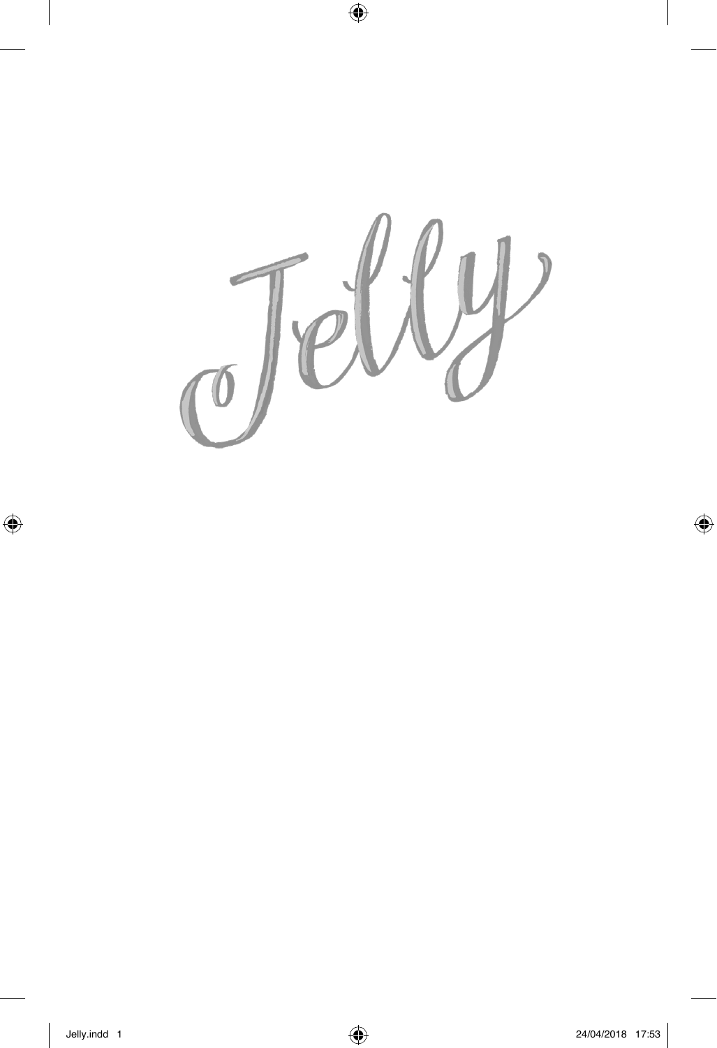# Jelly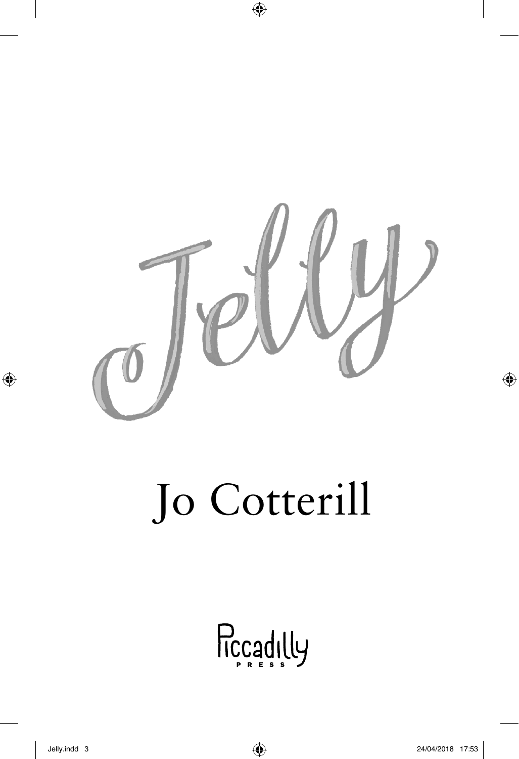# Jelly

Jo Cotterill

Piccadilly
PRESS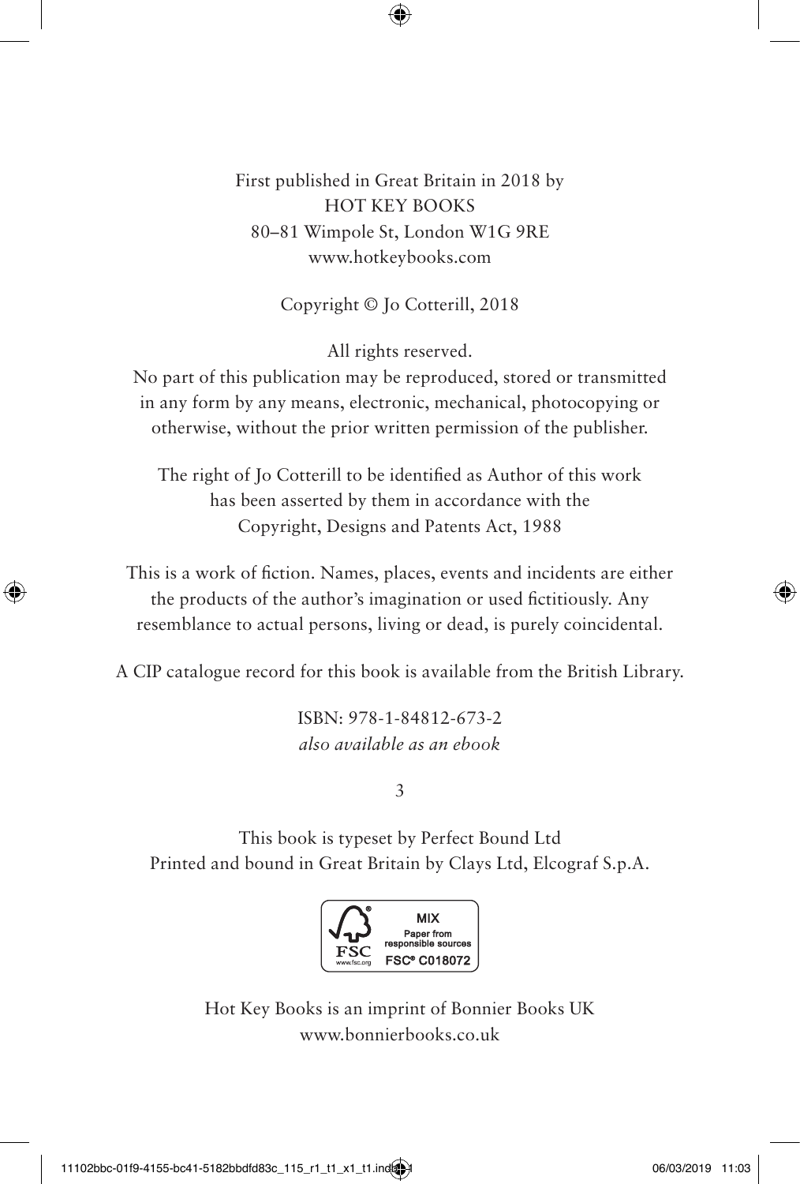First published in Great Britain in 2018 by
HOT KEY BOOKS
80–81 Wimpole St, London W1G 9RE
www.hotkeybooks.com

Copyright © Jo Cotterill, 2018

All rights reserved.
No part of this publication may be reproduced, stored or transmitted in any form by any means, electronic, mechanical, photocopying or otherwise, without the prior written permission of the publisher.

The right of Jo Cotterill to be identified as Author of this work has been asserted by them in accordance with the Copyright, Designs and Patents Act, 1988

This is a work of fiction. Names, places, events and incidents are either the products of the author's imagination or used fictitiously. Any resemblance to actual persons, living or dead, is purely coincidental.

A CIP catalogue record for this book is available from the British Library.

ISBN: 978-1-84812-673-2
*also available as an ebook*

3

This book is typeset by Perfect Bound Ltd
Printed and bound in Great Britain by Clays Ltd, Elcograf S.p.A.

FSC www.fsc.org MIX Paper from responsible sources FSC® C018072

Hot Key Books is an imprint of Bonnier Books UK
www.bonnierbooks.co.uk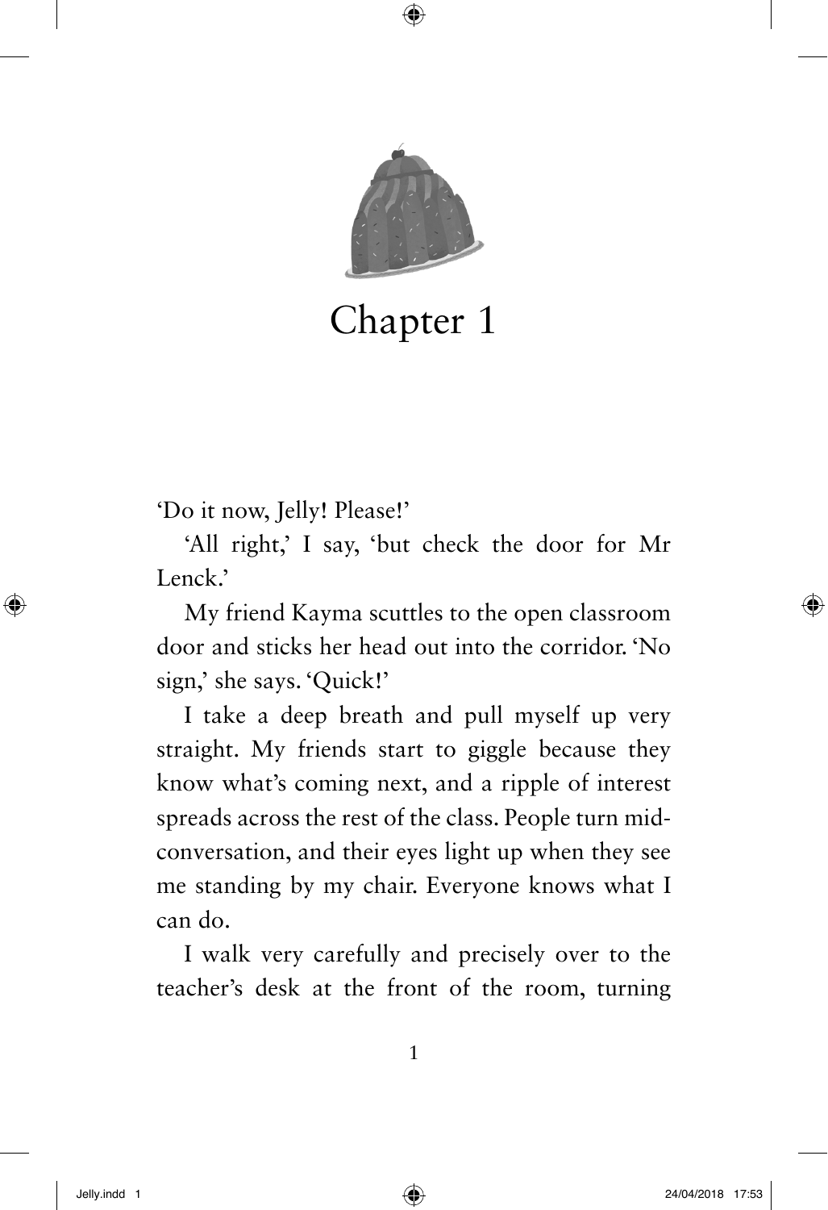# Chapter 1

'Do it now, Jelly! Please!'

'All right,' I say, 'but check the door for Mr Lenck.'

My friend Kayma scuttles to the open classroom door and sticks her head out into the corridor. 'No sign,' she says. 'Quick!'

I take a deep breath and pull myself up very straight. My friends start to giggle because they know what's coming next, and a ripple of interest spreads across the rest of the class. People turn mid-conversation, and their eyes light up when they see me standing by my chair. Everyone knows what I can do.

I walk very carefully and precisely over to the teacher's desk at the front of the room, turning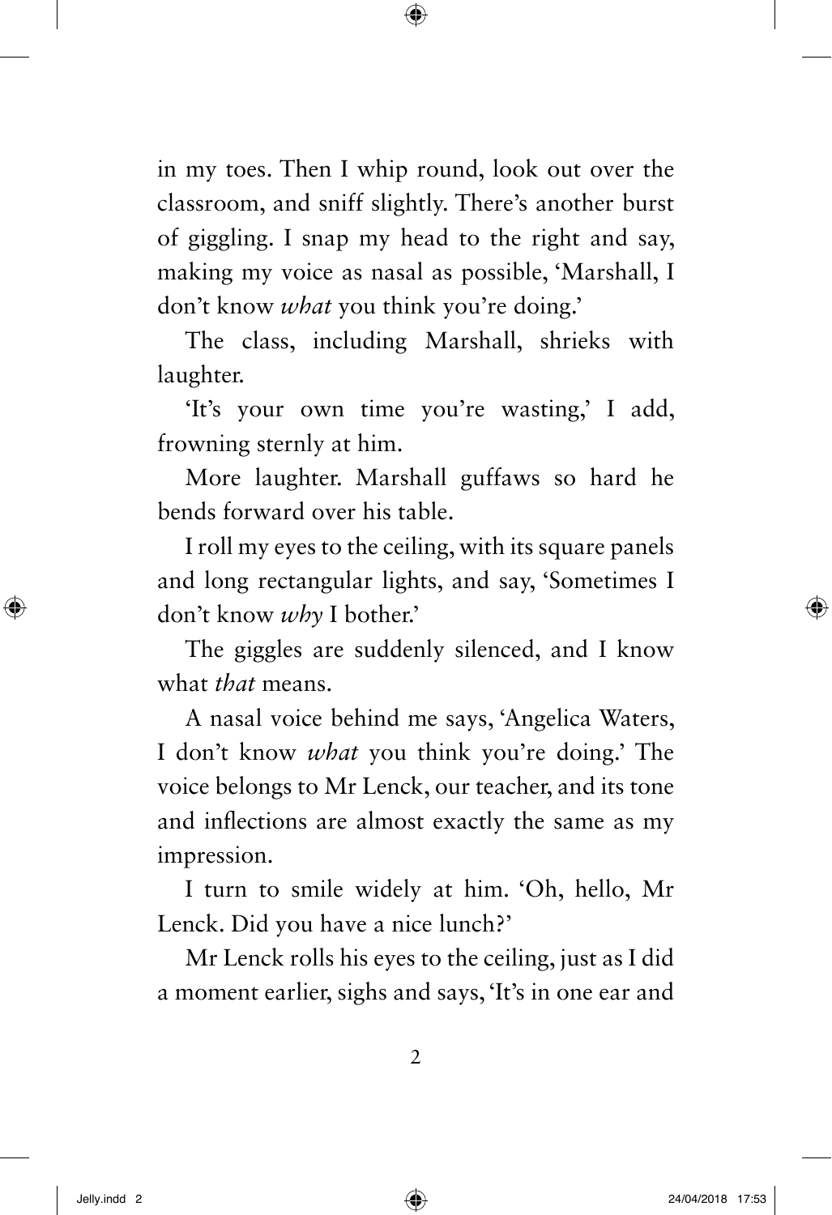in my toes. Then I whip round, look out over the classroom, and sniff slightly. There's another burst of giggling. I snap my head to the right and say, making my voice as nasal as possible, 'Marshall, I don't know *what* you think you're doing.'

The class, including Marshall, shrieks with laughter.

'It's your own time you're wasting,' I add, frowning sternly at him.

More laughter. Marshall guffaws so hard he bends forward over his table.

I roll my eyes to the ceiling, with its square panels and long rectangular lights, and say, 'Sometimes I don't know *why* I bother.'

The giggles are suddenly silenced, and I know what *that* means.

A nasal voice behind me says, 'Angelica Waters, I don't know *what* you think you're doing.' The voice belongs to Mr Lenck, our teacher, and its tone and inflections are almost exactly the same as my impression.

I turn to smile widely at him. 'Oh, hello, Mr Lenck. Did you have a nice lunch?'

Mr Lenck rolls his eyes to the ceiling, just as I did a moment earlier, sighs and says, 'It's in one ear and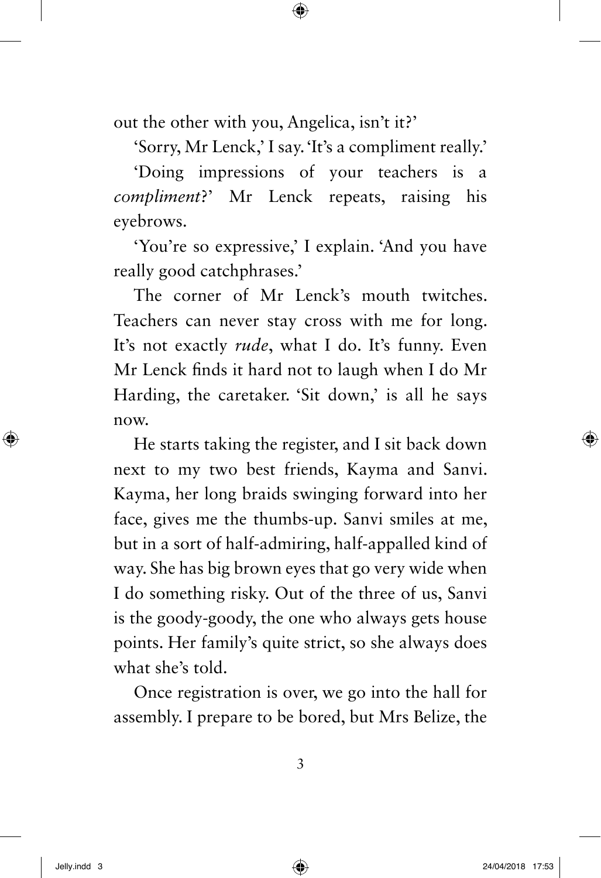out the other with you, Angelica, isn't it?'

'Sorry, Mr Lenck,' I say. 'It's a compliment really.'

'Doing impressions of your teachers is a *compliment*?' Mr Lenck repeats, raising his eyebrows.

'You're so expressive,' I explain. 'And you have really good catchphrases.'

The corner of Mr Lenck's mouth twitches. Teachers can never stay cross with me for long. It's not exactly *rude*, what I do. It's funny. Even Mr Lenck finds it hard not to laugh when I do Mr Harding, the caretaker. 'Sit down,' is all he says now.

He starts taking the register, and I sit back down next to my two best friends, Kayma and Sanvi. Kayma, her long braids swinging forward into her face, gives me the thumbs-up. Sanvi smiles at me, but in a sort of half-admiring, half-appalled kind of way. She has big brown eyes that go very wide when I do something risky. Out of the three of us, Sanvi is the goody-goody, the one who always gets house points. Her family's quite strict, so she always does what she's told.

Once registration is over, we go into the hall for assembly. I prepare to be bored, but Mrs Belize, the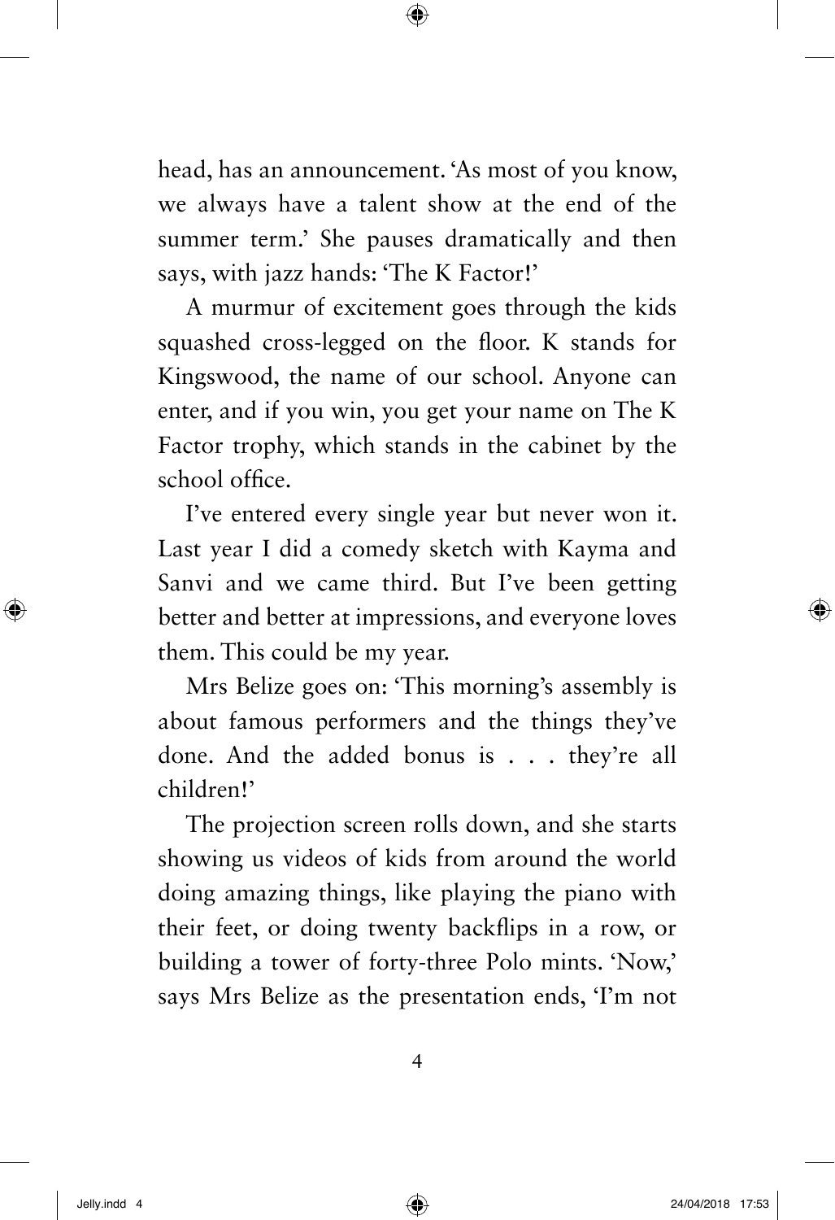head, has an announcement. 'As most of you know, we always have a talent show at the end of the summer term.' She pauses dramatically and then says, with jazz hands: 'The K Factor!'

A murmur of excitement goes through the kids squashed cross-legged on the floor. K stands for Kingswood, the name of our school. Anyone can enter, and if you win, you get your name on The K Factor trophy, which stands in the cabinet by the school office.

I've entered every single year but never won it. Last year I did a comedy sketch with Kayma and Sanvi and we came third. But I've been getting better and better at impressions, and everyone loves them. This could be my year.

Mrs Belize goes on: 'This morning's assembly is about famous performers and the things they've done. And the added bonus is . . . they're all children!'

The projection screen rolls down, and she starts showing us videos of kids from around the world doing amazing things, like playing the piano with their feet, or doing twenty backflips in a row, or building a tower of forty-three Polo mints. 'Now,' says Mrs Belize as the presentation ends, 'I'm not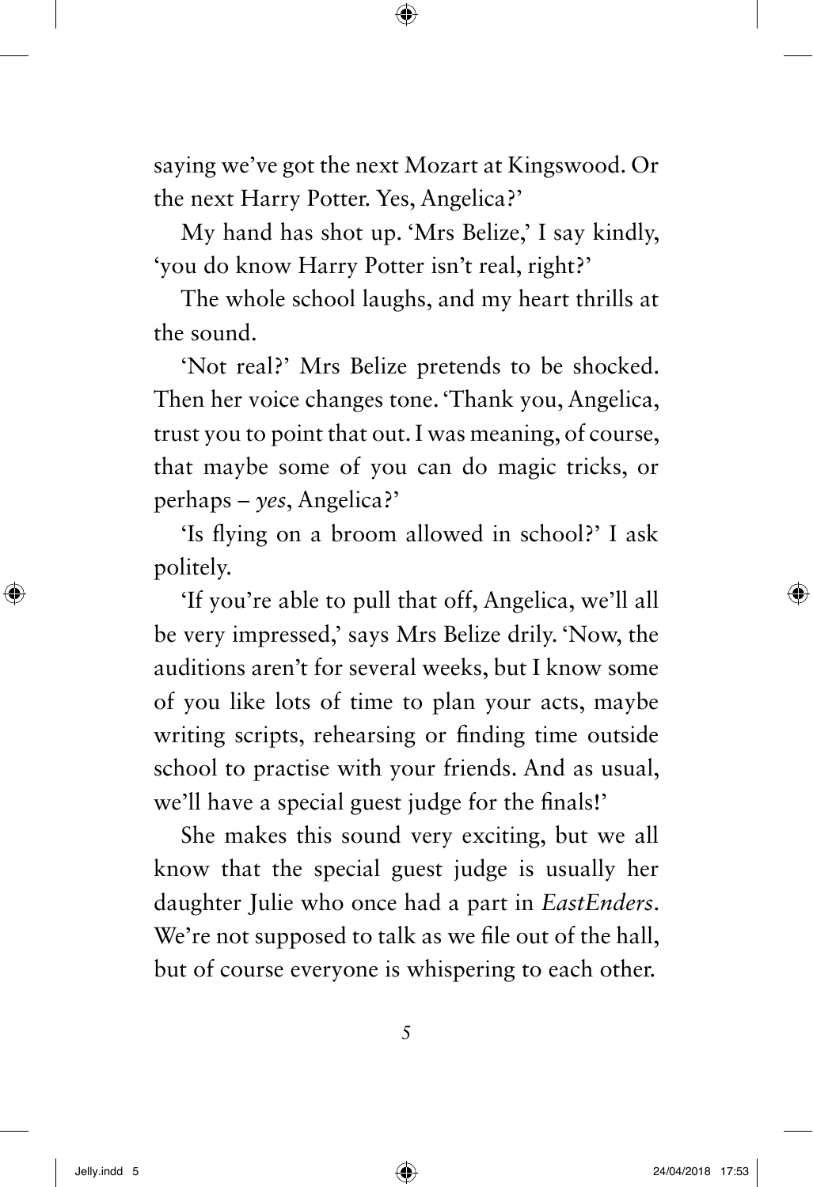saying we've got the next Mozart at Kingswood. Or the next Harry Potter. Yes, Angelica?'

My hand has shot up. 'Mrs Belize,' I say kindly, 'you do know Harry Potter isn't real, right?'

The whole school laughs, and my heart thrills at the sound.

'Not real?' Mrs Belize pretends to be shocked. Then her voice changes tone. 'Thank you, Angelica, trust you to point that out. I was meaning, of course, that maybe some of you can do magic tricks, or perhaps – *yes*, Angelica?'

'Is flying on a broom allowed in school?' I ask politely.

'If you're able to pull that off, Angelica, we'll all be very impressed,' says Mrs Belize drily. 'Now, the auditions aren't for several weeks, but I know some of you like lots of time to plan your acts, maybe writing scripts, rehearsing or finding time outside school to practise with your friends. And as usual, we'll have a special guest judge for the finals!'

She makes this sound very exciting, but we all know that the special guest judge is usually her daughter Julie who once had a part in *EastEnders*. We're not supposed to talk as we file out of the hall, but of course everyone is whispering to each other.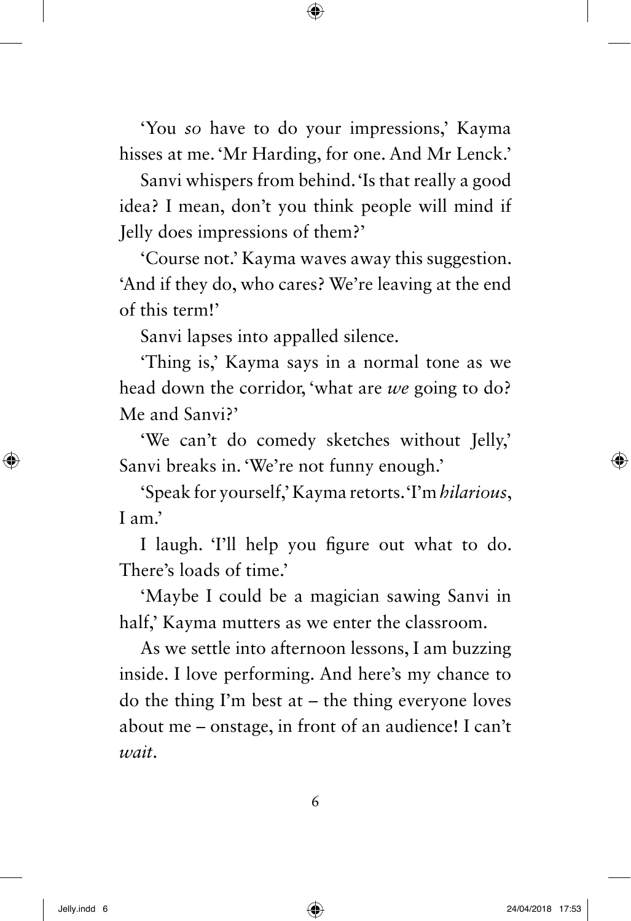'You *so* have to do your impressions,' Kayma hisses at me. 'Mr Harding, for one. And Mr Lenck.'

Sanvi whispers from behind. 'Is that really a good idea? I mean, don't you think people will mind if Jelly does impressions of them?'

'Course not.' Kayma waves away this suggestion. 'And if they do, who cares? We're leaving at the end of this term!'

Sanvi lapses into appalled silence.

'Thing is,' Kayma says in a normal tone as we head down the corridor, 'what are *we* going to do? Me and Sanvi?'

'We can't do comedy sketches without Jelly,' Sanvi breaks in. 'We're not funny enough.'

'Speak for yourself,' Kayma retorts. 'I'm *hilarious*, I am.'

I laugh. 'I'll help you figure out what to do. There's loads of time.'

'Maybe I could be a magician sawing Sanvi in half,' Kayma mutters as we enter the classroom.

As we settle into afternoon lessons, I am buzzing inside. I love performing. And here's my chance to do the thing I'm best at – the thing everyone loves about me – onstage, in front of an audience! I can't *wait*.